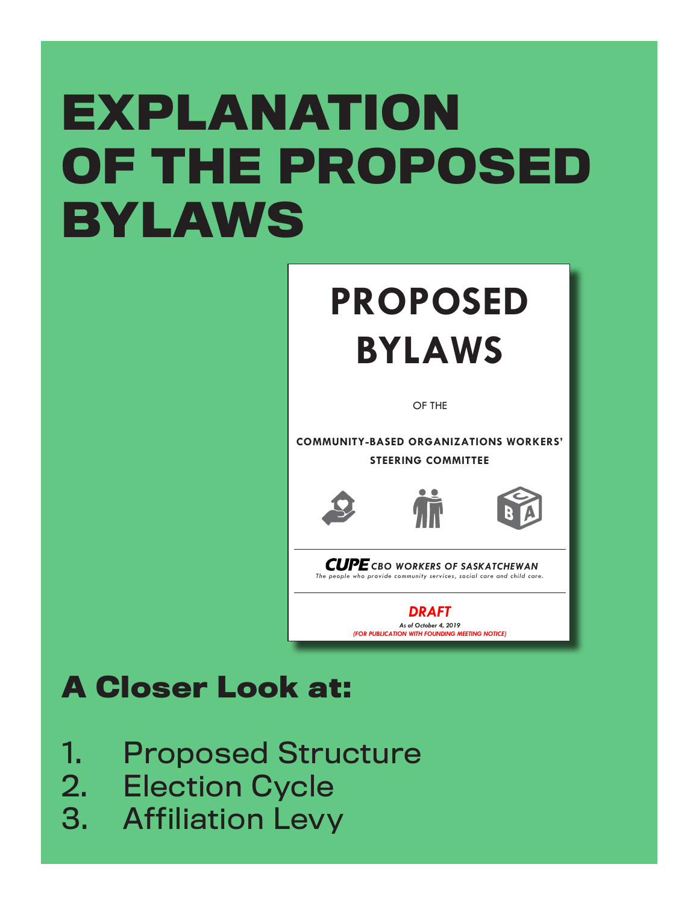# EXPLANATION OF THE PROPOSED BYLAWS

**PROPOSED BYLAWS**

OF THE

**COMMUNITY-BASED ORGANIZATIONS WORKERS' STEERING COMMITTEE**

***CUPE** CBO WORKERS OF SASKATCHEWAN*

*The people who provide community services, social care and child care.*

***DRAFT***

*As of October 4, 2019*

*(FOR PUBLICATION WITH FOUNDING MEETING NOTICE)*

## A Closer Look at:

1. Proposed Structure
2. Election Cycle
3. Affiliation Levy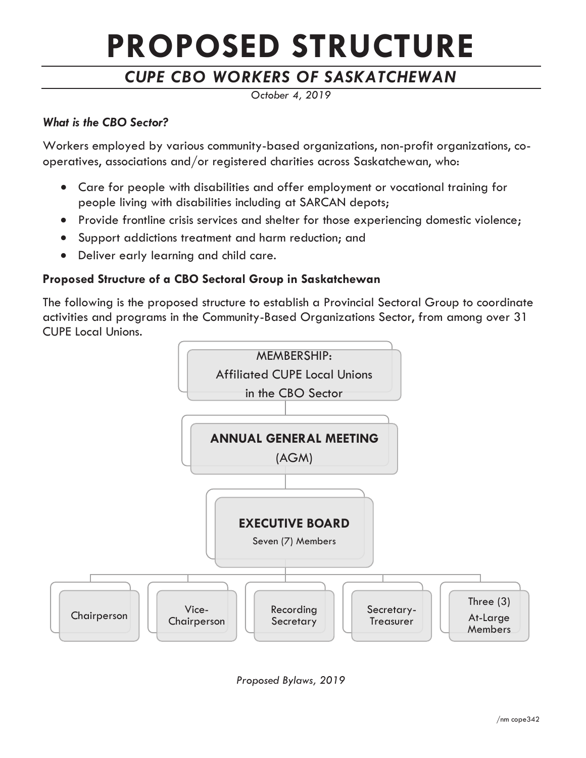# PROPOSED STRUCTURE

## *CUPE CBO WORKERS OF SASKATCHEWAN*

*October 4, 2019*

***What is the CBO Sector?***

Workers employed by various community-based organizations, non-profit organizations, co-operatives, associations and/or registered charities across Saskatchewan, who:

- Care for people with disabilities and offer employment or vocational training for people living with disabilities including at SARCAN depots;
- Provide frontline crisis services and shelter for those experiencing domestic violence;
- Support addictions treatment and harm reduction; and
- Deliver early learning and child care.

**Proposed Structure of a CBO Sectoral Group in Saskatchewan**

The following is the proposed structure to establish a Provincial Sectoral Group to coordinate activities and programs in the Community-Based Organizations Sector, from among over 31 CUPE Local Unions.

MEMBERSHIP: Affiliated CUPE Local Unions in the CBO Sector

**ANNUAL GENERAL MEETING** (AGM)

**EXECUTIVE BOARD** Seven (7) Members

- Chairperson
- Vice-Chairperson
- Recording Secretary
- Secretary-Treasurer
- Three (3) At-Large Members

*Proposed Bylaws, 2019*

/nm cope342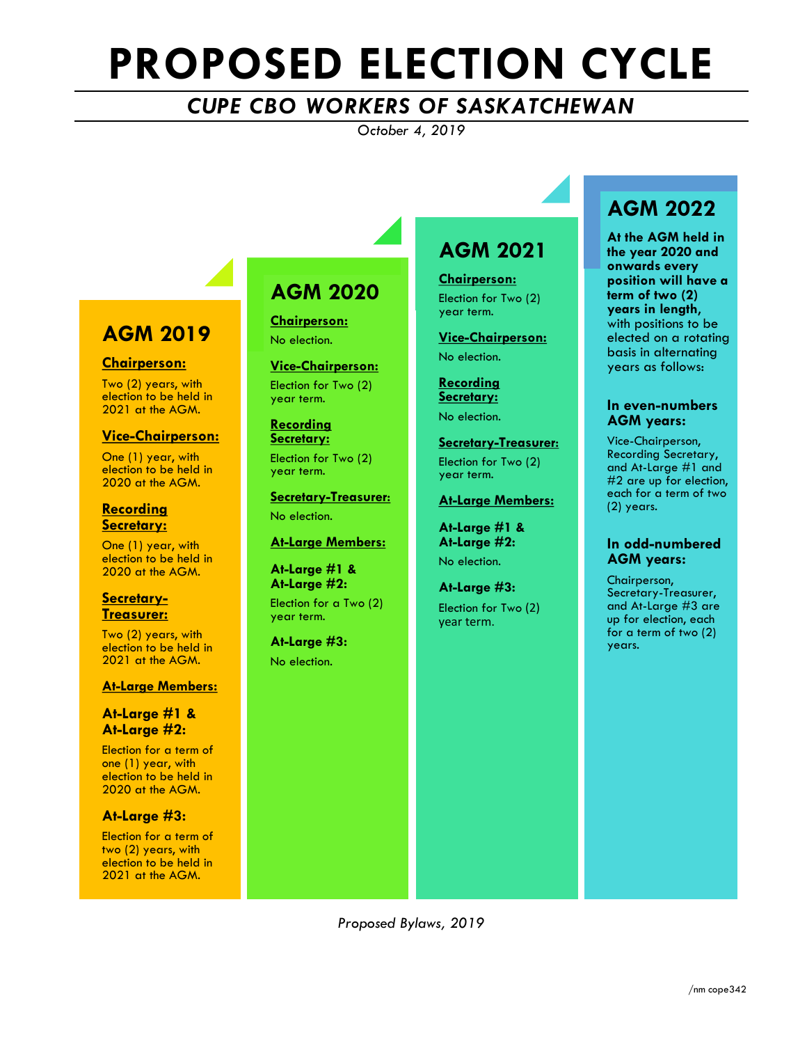# PROPOSED ELECTION CYCLE

## *CUPE CBO WORKERS OF SASKATCHEWAN*

*October 4, 2019*

## AGM 2019

**Chairperson:**

Two (2) years, with election to be held in 2021 at the AGM.

**Vice-Chairperson:**

One (1) year, with election to be held in 2020 at the AGM.

**Recording Secretary:**

One (1) year, with election to be held in 2020 at the AGM.

**Secretary-Treasurer:**

Two (2) years, with election to be held in 2021 at the AGM.

**At-Large Members:**

**At-Large #1 & At-Large #2:**

Election for a term of one (1) year, with election to be held in 2020 at the AGM.

**At-Large #3:**

Election for a term of two (2) years, with election to be held in 2021 at the AGM.

## AGM 2020

**Chairperson:**

No election.

**Vice-Chairperson:**

Election for Two (2) year term.

**Recording Secretary:**

Election for Two (2) year term.

**Secretary-Treasurer:**

No election.

**At-Large Members:**

**At-Large #1 & At-Large #2:**

Election for a Two (2) year term.

**At-Large #3:**

No election.

## AGM 2021

**Chairperson:**

Election for Two (2) year term.

**Vice-Chairperson:**

No election.

**Recording Secretary:**

No election.

**Secretary-Treasurer:**

Election for Two (2) year term.

**At-Large Members:**

**At-Large #1 & At-Large #2:**

No election.

**At-Large #3:**

Election for Two (2) year term.

## AGM 2022

**At the AGM held in the year 2020 and onwards every position will have a term of two (2) years in length,** with positions to be elected on a rotating basis in alternating years as follows:

**In even-numbers AGM years:**

Vice-Chairperson, Recording Secretary, and At-Large #1 and #2 are up for election, each for a term of two (2) years.

**In odd-numbered AGM years:**

Chairperson, Secretary-Treasurer, and At-Large #3 are up for election, each for a term of two (2) years.

*Proposed Bylaws, 2019*

/nm cope342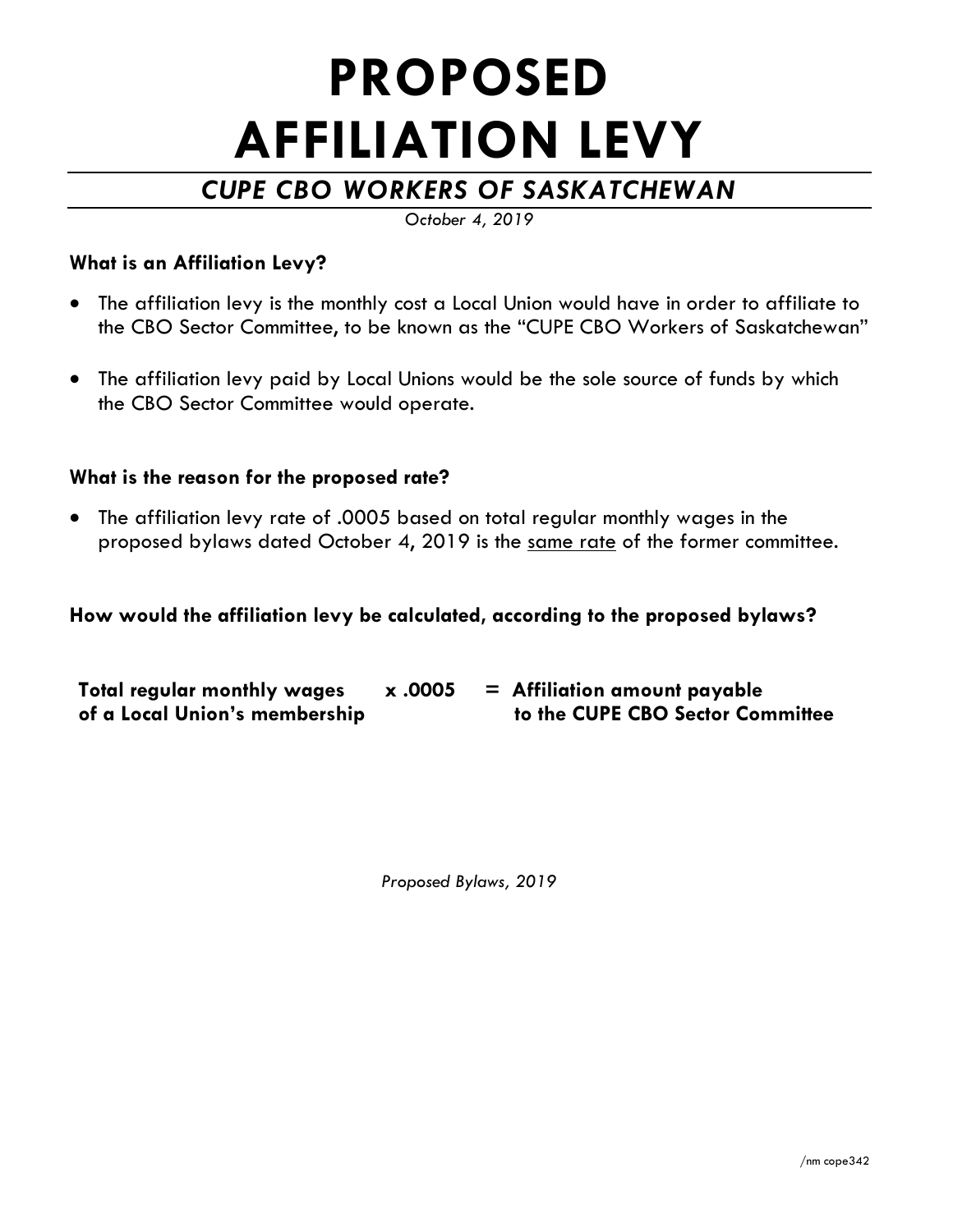# PROPOSED AFFILIATION LEVY

## *CUPE CBO WORKERS OF SASKATCHEWAN*

*October 4, 2019*

**What is an Affiliation Levy?**

- The affiliation levy is the monthly cost a Local Union would have in order to affiliate to the CBO Sector Committee, to be known as the "CUPE CBO Workers of Saskatchewan"

- The affiliation levy paid by Local Unions would be the sole source of funds by which the CBO Sector Committee would operate.

**What is the reason for the proposed rate?**

- The affiliation levy rate of .0005 based on total regular monthly wages in the proposed bylaws dated October 4, 2019 is the <u>same rate</u> of the former committee.

**How would the affiliation levy be calculated, according to the proposed bylaws?**

**Total regular monthly wages of a Local Union's membership x .0005 = Affiliation amount payable to the CUPE CBO Sector Committee**

*Proposed Bylaws, 2019*

/nm cope342